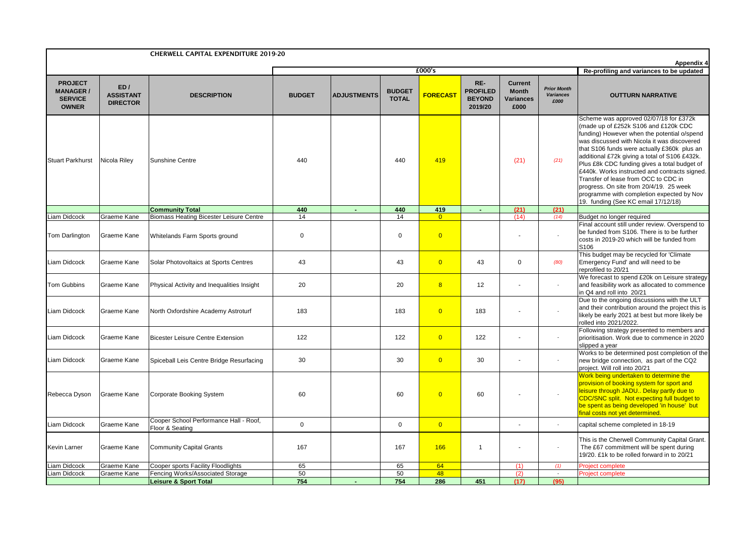## CHERWELL CAPITAL EXPENDITURE 2019-20

**Appendix 4**

| | | | £000's | | | | | | | Re-profiling and variances to be updated |
|---|---|---|---|---|---|---|---|---|---|---|
| **PROJECT MANAGER / SERVICE OWNER** | **ED / ASSISTANT DIRECTOR** | **DESCRIPTION** | **BUDGET** | **ADJUSTMENTS** | **BUDGET TOTAL** | **FORECAST** | **RE-PROFILED BEYOND 2019/20** | **Current Month Variances £000** | ***Prior Month Variances £000*** | **OUTTURN NARRATIVE** |
| Stuart Parkhurst | Nicola Riley | Sunshine Centre | 440 | | 440 | 419 | | (21) | *(21)* | Scheme was approved 02/07/18 for £372k (made up of £252k S106 and £120k CDC funding) However when the potential o/spend was discussed with Nicola it was discovered that S106 funds were actually £360k plus an additional £72k giving a total of S106 £432k. Plus £8k CDC funding gives a total budget of £440k. Works instructed and contracts signed. Transfer of lease from OCC to CDC in progress. On site from 20/4/19. 25 week programme with completion expected by Nov 19. funding (See KC email 17/12/18) |
| | | **Community Total** | **440** | **-** | **440** | **419** | **-** | **(21)** | **(21)** | |
| Liam Didcock | Graeme Kane | Biomass Heating Bicester Leisure Centre | 14 | | 14 | 0 | | (14) | *(14)* | Budget no longer required |
| Tom Darlington | Graeme Kane | Whitelands Farm Sports ground | 0 | | 0 | 0 | | - | - | Final account still under review. Overspend to be funded from S106. There is to be further costs in 2019-20 which will be funded from S106 |
| Liam Didcock | Graeme Kane | Solar Photovoltaics at Sports Centres | 43 | | 43 | 0 | 43 | 0 | *(80)* | This budget may be recycled for 'Climate Emergency Fund' and will need to be reprofiled to 20/21 |
| Tom Gubbins | Graeme Kane | Physical Activity and Inequalities Insight | 20 | | 20 | 8 | 12 | - | - | We forecast to spend £20k on Leisure strategy and feasibility work as allocated to commence in Q4 and roll into 20/21 |
| Liam Didcock | Graeme Kane | North Oxfordshire Academy Astroturf | 183 | | 183 | 0 | 183 | - | - | Due to the ongoing discussions with the ULT and their contribution around the project this is likely be early 2021 at best but more likely be rolled into 2021/2022. |
| Liam Didcock | Graeme Kane | Bicester Leisure Centre Extension | 122 | | 122 | 0 | 122 | - | - | Following strategy presented to members and prioritisation. Work due to commence in 2020 slipped a year |
| Liam Didcock | Graeme Kane | Spiceball Leis Centre Bridge Resurfacing | 30 | | 30 | 0 | 30 | - | - | Works to be determined post completion of the new bridge connection, as part of the CQ2 project. Will roll into 20/21 |
| Rebecca Dyson | Graeme Kane | Corporate Booking System | 60 | | 60 | 0 | 60 | - | - | Work being undertaken to determine the provision of booking system for sport and leisure through JADU.. Delay partly due to CDC/SNC split. Not expecting full budget to be spent as being developed 'in house' but final costs not yet determined. |
| Liam Didcock | Graeme Kane | Cooper School Performance Hall - Roof, Floor & Seating | 0 | | 0 | 0 | | - | - | capital scheme completed in 18-19 |
| Kevin Larner | Graeme Kane | Community Capital Grants | 167 | | 167 | 166 | 1 | - | - | This is the Cherwell Community Capital Grant. The £67 commitment will be spent during 19/20. £1k to be rolled forward in to 20/21 |
| Liam Didcock | Graeme Kane | Cooper sports Facility Floodlights | 65 | | 65 | 64 | | (1) | *(1)* | Project complete |
| Liam Didcock | Graeme Kane | Fencing Works/Associated Storage | 50 | | 50 | 48 | | (2) | - | Project complete |
| | | **Leisure & Sport Total** | **754** | **-** | **754** | **286** | **451** | **(17)** | **(95)** | |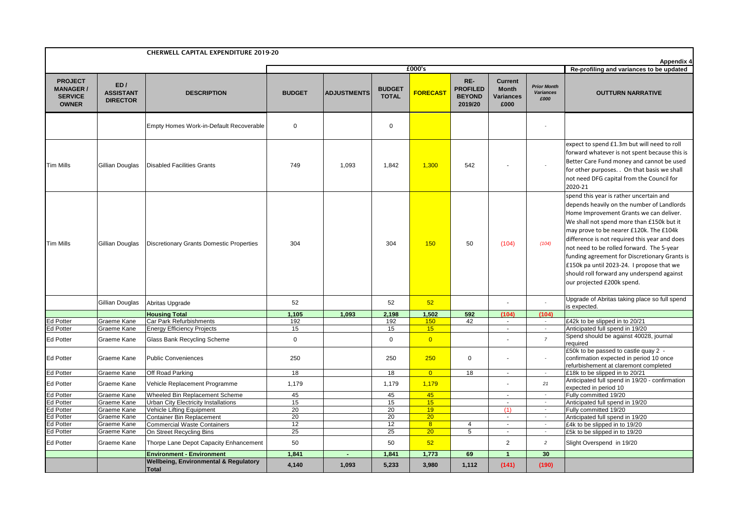**CHERWELL CAPITAL EXPENDITURE 2019-20**

**Appendix 4**

| PROJECT MANAGER / SERVICE OWNER | ED / ASSISTANT DIRECTOR | DESCRIPTION | BUDGET | ADJUSTMENTS | BUDGET TOTAL | FORECAST | RE-PROFILED BEYOND 2019/20 | Current Month Variances £000 | *Prior Month Variances £000* | OUTTURN NARRATIVE |
|---|---|---|---|---|---|---|---|---|---|---|
| | | | £000's | | | | | | | Re-profiling and variances to be updated |
| | | Empty Homes Work-in-Default Recoverable | 0 | | 0 | | | | - | |
| Tim Mills | Gillian Douglas | Disabled Facilities Grants | 749 | 1,093 | 1,842 | 1,300 | 542 | - | - | expect to spend £1.3m but will need to roll forward whatever is not spent because this is Better Care Fund money and cannot be used for other purposes. . On that basis we shall not need DFG capital from the Council for 2020-21 |
| Tim Mills | Gillian Douglas | Discretionary Grants Domestic Properties | 304 | | 304 | 150 | 50 | (104) | *(104)* | spend this year is rather uncertain and depends heavily on the number of Landlords Home Improvement Grants we can deliver. We shall not spend more than £150k but it may prove to be nearer £120k. The £104k difference is not required this year and does not need to be rolled forward. The 5-year funding agreement for Discretionary Grants is £150k pa until 2023-24. I propose that we should roll forward any underspend against our projected £200k spend. |
| | Gillian Douglas | Abritas Upgrade | 52 | | 52 | 52 | | - | - | Upgrade of Abritas taking place so full spend is expected. |
| | | **Housing Total** | **1,105** | **1,093** | **2,198** | **1,502** | **592** | **(104)** | **(104)** | |
| Ed Potter | Graeme Kane | Car Park Refurbishments | 192 | | 192 | 150 | 42 | - | - | £42k to be slipped in to 20/21 |
| Ed Potter | Graeme Kane | Energy Efficiency Projects | 15 | | 15 | 15 | | - | - | Anticipated full spend in 19/20 |
| Ed Potter | Graeme Kane | Glass Bank Recycling Scheme | 0 | | 0 | 0 | | - | *7* | Spend should be against 40028, journal required |
| Ed Potter | Graeme Kane | Public Conveniences | 250 | | 250 | 250 | 0 | - | - | £50k to be passed to castle quay 2 - confirmation expected in period 10 once refurbishement at claremont completed |
| Ed Potter | Graeme Kane | Off Road Parking | 18 | | 18 | 0 | 18 | - | - | £18k to be slipped in to 20/21 |
| Ed Potter | Graeme Kane | Vehicle Replacement Programme | 1,179 | | 1,179 | 1,179 | | - | *21* | Anticipated full spend in 19/20 - confirmation expected in period 10 |
| Ed Potter | Graeme Kane | Wheeled Bin Replacement Scheme | 45 | | 45 | 45 | | - | - | Fully committed 19/20 |
| Ed Potter | Graeme Kane | Urban City Electricity Installations | 15 | | 15 | 15 | | - | - | Anticipated full spend in 19/20 |
| Ed Potter | Graeme Kane | Vehicle Lifting Equipment | 20 | | 20 | 19 | | (1) | - | Fully committed 19/20 |
| Ed Potter | Graeme Kane | Container Bin Replacement | 20 | | 20 | 20 | | - | - | Anticipated full spend in 19/20 |
| Ed Potter | Graeme Kane | Commercial Waste Containers | 12 | | 12 | 8 | 4 | - | - | £4k to be slipped in to 19/20 |
| Ed Potter | Graeme Kane | On Street Recycling Bins | 25 | | 25 | 20 | 5 | - | - | £5k to be slipped in to 19/20 |
| Ed Potter | Graeme Kane | Thorpe Lane Depot Capacity Enhancement | 50 | | 50 | 52 | | 2 | *2* | Slight Overspend in 19/20 |
| | | **Environment - Environment** | **1,841** | **-** | **1,841** | **1,773** | **69** | **1** | **30** | |
| | | **Wellbeing, Environmental & Regulatory Total** | **4,140** | **1,093** | **5,233** | **3,980** | **1,112** | **(141)** | **(190)** | |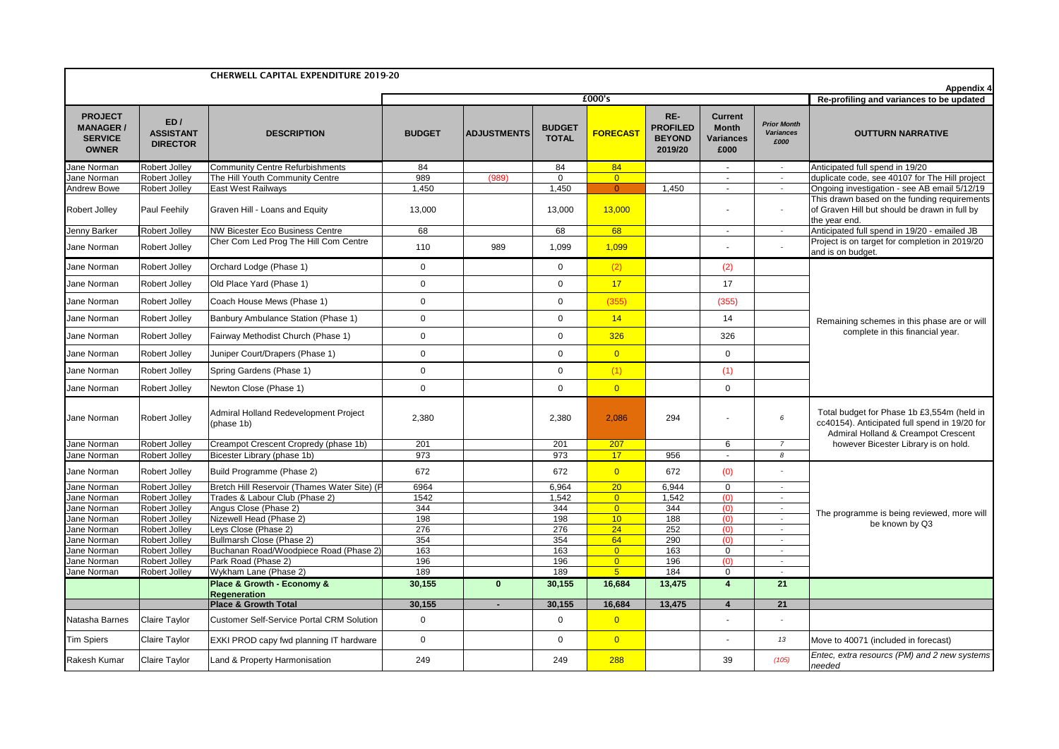# CHERWELL CAPITAL EXPENDITURE 2019-20

**Appendix 4**

| PROJECT MANAGER / SERVICE OWNER | ED / ASSISTANT DIRECTOR | DESCRIPTION | £000's | | | | | | | Re-profiling and variances to be updated |
|---|---|---|---|---|---|---|---|---|---|---|
| | | | BUDGET | ADJUSTMENTS | BUDGET TOTAL | FORECAST | RE-PROFILED BEYOND 2019/20 | Current Month Variances £000 | *Prior Month Variances £000* | OUTTURN NARRATIVE |
| Jane Norman | Robert Jolley | Community Centre Refurbishments | 84 | | 84 | 84 | | - | - | Anticipated full spend in 19/20 |
| Jane Norman | Robert Jolley | The Hill Youth Community Centre | 989 | (989) | 0 | 0 | | - | - | duplicate code, see 40107 for The Hill project |
| Andrew Bowe | Robert Jolley | East West Railways | 1,450 | | 1,450 | 0 | 1,450 | - | - | Ongoing investigation - see AB email 5/12/19 |
| Robert Jolley | Paul Feehily | Graven Hill - Loans and Equity | 13,000 | | 13,000 | 13,000 | | - | - | This drawn based on the funding requirements of Graven Hill but should be drawn in full by the year end. |
| Jenny Barker | Robert Jolley | NW Bicester Eco Business Centre | 68 | | 68 | 68 | | - | - | Anticipated full spend in 19/20 - emailed JB |
| Jane Norman | Robert Jolley | Cher Com Led Prog The Hill Com Centre | 110 | 989 | 1,099 | 1,099 | | - | - | Project is on target for completion in 2019/20 and is on budget. |
| Jane Norman | Robert Jolley | Orchard Lodge (Phase 1) | 0 | | 0 | (2) | | (2) | | Remaining schemes in this phase are or will complete in this financial year. |
| Jane Norman | Robert Jolley | Old Place Yard (Phase 1) | 0 | | 0 | 17 | | 17 | | |
| Jane Norman | Robert Jolley | Coach House Mews (Phase 1) | 0 | | 0 | (355) | | (355) | | |
| Jane Norman | Robert Jolley | Banbury Ambulance Station (Phase 1) | 0 | | 0 | 14 | | 14 | | |
| Jane Norman | Robert Jolley | Fairway Methodist Church (Phase 1) | 0 | | 0 | 326 | | 326 | | |
| Jane Norman | Robert Jolley | Juniper Court/Drapers (Phase 1) | 0 | | 0 | 0 | | 0 | | |
| Jane Norman | Robert Jolley | Spring Gardens (Phase 1) | 0 | | 0 | (1) | | (1) | | |
| Jane Norman | Robert Jolley | Newton Close (Phase 1) | 0 | | 0 | 0 | | 0 | | |
| Jane Norman | Robert Jolley | Admiral Holland Redevelopment Project (phase 1b) | 2,380 | | 2,380 | 2,086 | 294 | - | *6* | Total budget for Phase 1b £3,554m (held in cc40154). Anticipated full spend in 19/20 for Admiral Holland & Creampot Crescent however Bicester Library is on hold. |
| Jane Norman | Robert Jolley | Creampot Crescent Cropredy (phase 1b) | 201 | | 201 | 207 | | 6 | *7* | |
| Jane Norman | Robert Jolley | Bicester Library (phase 1b) | 973 | | 973 | 17 | 956 | - | *8* | |
| Jane Norman | Robert Jolley | Build Programme (Phase 2) | 672 | | 672 | 0 | 672 | (0) | - | The programme is being reviewed, more will be known by Q3 |
| Jane Norman | Robert Jolley | Bretch Hill Reservoir (Thames Water Site) (P | 6964 | | 6,964 | 20 | 6,944 | 0 | - | |
| Jane Norman | Robert Jolley | Trades & Labour Club (Phase 2) | 1542 | | 1,542 | 0 | 1,542 | (0) | - | |
| Jane Norman | Robert Jolley | Angus Close (Phase 2) | 344 | | 344 | 0 | 344 | (0) | - | |
| Jane Norman | Robert Jolley | Nizewell Head (Phase 2) | 198 | | 198 | 10 | 188 | (0) | - | |
| Jane Norman | Robert Jolley | Leys Close (Phase 2) | 276 | | 276 | 24 | 252 | (0) | - | |
| Jane Norman | Robert Jolley | Bullmarsh Close (Phase 2) | 354 | | 354 | 64 | 290 | (0) | - | |
| Jane Norman | Robert Jolley | Buchanan Road/Woodpiece Road (Phase 2) | 163 | | 163 | 0 | 163 | 0 | - | |
| Jane Norman | Robert Jolley | Park Road (Phase 2) | 196 | | 196 | 0 | 196 | (0) | - | |
| Jane Norman | Robert Jolley | Wykham Lane (Phase 2) | 189 | | 189 | 5 | 184 | 0 | - | |
| | | **Place & Growth - Economy & Regeneration** | **30,155** | **0** | **30,155** | **16,684** | **13,475** | **4** | **21** | |
| | | **Place & Growth Total** | **30,155** | **-** | **30,155** | **16,684** | **13,475** | **4** | **21** | |
| Natasha Barnes | Claire Taylor | Customer Self-Service Portal CRM Solution | 0 | | 0 | 0 | | - | - | |
| Tim Spiers | Claire Taylor | EXKI PROD capy fwd planning IT hardware | 0 | | 0 | 0 | | - | *13* | Move to 40071 (included in forecast) |
| Rakesh Kumar | Claire Taylor | Land & Property Harmonisation | 249 | | 249 | 288 | | 39 | *(105)* | *Entec, extra resourcs (PM) and 2 new systems needed* |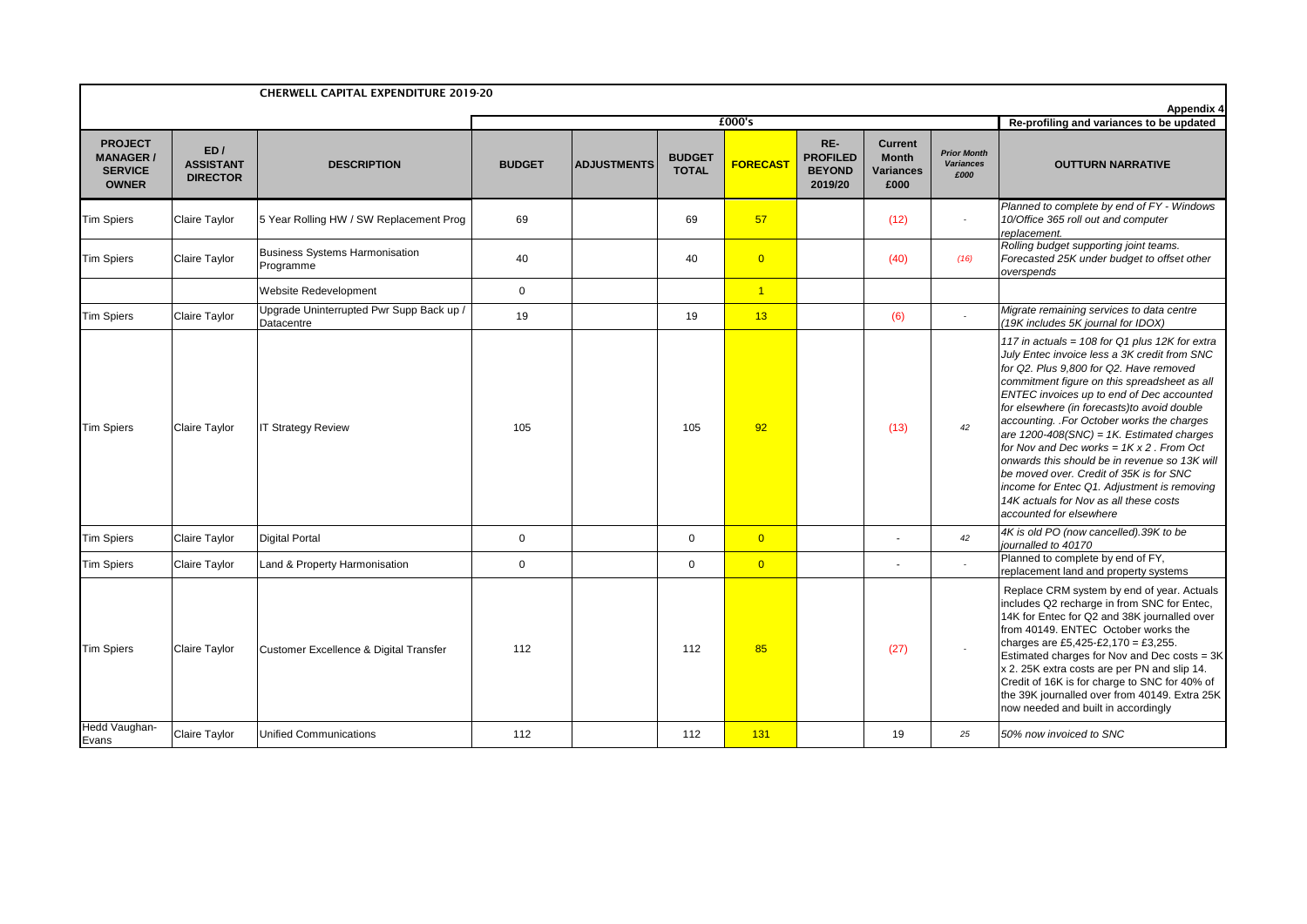**CHERWELL CAPITAL EXPENDITURE 2019-20**

**Appendix 4**

| PROJECT MANAGER / SERVICE OWNER | ED / ASSISTANT DIRECTOR | DESCRIPTION | £000's | | | | | | | Re-profiling and variances to be updated |
|---|---|---|---|---|---|---|---|---|---|---|
| | | | BUDGET | ADJUSTMENTS | BUDGET TOTAL | FORECAST | RE-PROFILED BEYOND 2019/20 | Current Month Variances £000 | *Prior Month Variances £000* | OUTTURN NARRATIVE |
| Tim Spiers | Claire Taylor | 5 Year Rolling HW / SW Replacement Prog | 69 | | 69 | 57 | | (12) | - | *Planned to complete by end of FY - Windows 10/Office 365 roll out and computer replacement.* |
| Tim Spiers | Claire Taylor | Business Systems Harmonisation Programme | 40 | | 40 | 0 | | (40) | *(16)* | *Rolling budget supporting joint teams. Forecasted 25K under budget to offset other overspends* |
| | | Website Redevelopment | 0 | | | 1 | | | | |
| Tim Spiers | Claire Taylor | Upgrade Uninterrupted Pwr Supp Back up / Datacentre | 19 | | 19 | 13 | | (6) | - | *Migrate remaining services to data centre (19K includes 5K journal for IDOX)* |
| Tim Spiers | Claire Taylor | IT Strategy Review | 105 | | 105 | 92 | | (13) | *42* | *117 in actuals = 108 for Q1 plus 12K for extra July Entec invoice less a 3K credit from SNC for Q2. Plus 9,800 for Q2. Have removed commitment figure on this spreadsheet as all ENTEC invoices up to end of Dec accounted for elsewhere (in forecasts)to avoid double accounting. .For October works the charges are 1200-408(SNC) = 1K. Estimated charges for Nov and Dec works = 1K x 2 . From Oct onwards this should be in revenue so 13K will be moved over. Credit of 35K is for SNC income for Entec Q1. Adjustment is removing 14K actuals for Nov as all these costs accounted for elsewhere* |
| Tim Spiers | Claire Taylor | Digital Portal | 0 | | 0 | 0 | | - | *42* | *4K is old PO (now cancelled).39K to be journalled to 40170* |
| Tim Spiers | Claire Taylor | Land & Property Harmonisation | 0 | | 0 | 0 | | - | - | Planned to complete by end of FY, replacement land and property systems |
| Tim Spiers | Claire Taylor | Customer Excellence & Digital Transfer | 112 | | 112 | 85 | | (27) | - | Replace CRM system by end of year. Actuals includes Q2 recharge in from SNC for Entec, 14K for Entec for Q2 and 38K journalled over from 40149. ENTEC October works the charges are £5,425-£2,170 = £3,255. Estimated charges for Nov and Dec costs = 3K x 2. 25K extra costs are per PN and slip 14. Credit of 16K is for charge to SNC for 40% of the 39K journalled over from 40149. Extra 25K now needed and built in accordingly |
| Hedd Vaughan-Evans | Claire Taylor | Unified Communications | 112 | | 112 | 131 | | 19 | *25* | *50% now invoiced to SNC* |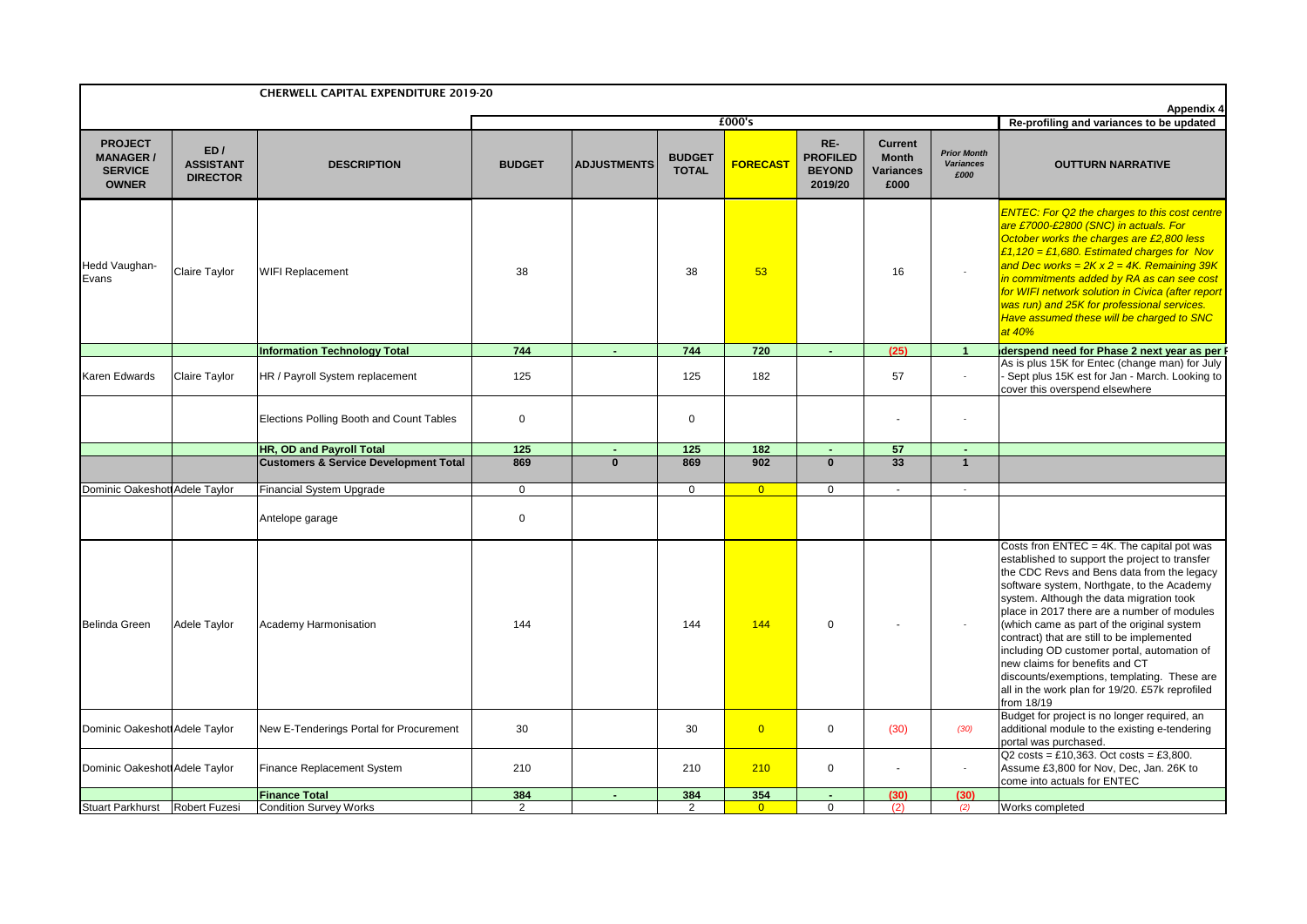# CHERWELL CAPITAL EXPENDITURE 2019-20

Appendix 4

| PROJECT MANAGER / SERVICE OWNER | ED / ASSISTANT DIRECTOR | DESCRIPTION | £000's | | | | | | | Re-profiling and variances to be updated |
|---|---|---|---|---|---|---|---|---|---|---|
| | | | BUDGET | ADJUSTMENTS | BUDGET TOTAL | FORECAST | RE-PROFILED BEYOND 2019/20 | Current Month Variances £000 | *Prior Month Variances £000* | OUTTURN NARRATIVE |
| Hedd Vaughan-Evans | Claire Taylor | WIFI Replacement | 38 | | 38 | 53 | | 16 | - | *ENTEC: For Q2 the charges to this cost centre are £7000-£2800 (SNC) in actuals. For October works the charges are £2,800 less £1,120 = £1,680. Estimated charges for Nov and Dec works = 2K x 2 = 4K. Remaining 39K in commitments added by RA as can see cost for WIFI network solution in Civica (after report was run) and 25K for professional services. Have assumed these will be charged to SNC at 40%* |
| | | **Information Technology Total** | **744** | **-** | **744** | **720** | **-** | **(25)** | **1** | **derspend need for Phase 2 next year as per** |
| Karen Edwards | Claire Taylor | HR / Payroll System replacement | 125 | | 125 | 182 | | 57 | - | As is plus 15K for Entec (change man) for July - Sept plus 15K est for Jan - March. Looking to cover this overspend elsewhere |
| | | Elections Polling Booth and Count Tables | 0 | | 0 | | | - | - | |
| | | **HR, OD and Payroll Total** | **125** | **-** | **125** | **182** | **-** | **57** | **-** | |
| | | **Customers & Service Development Total** | **869** | **0** | **869** | **902** | **0** | **33** | **1** | |
| Dominic Oakeshott | Adele Taylor | Financial System Upgrade | 0 | | 0 | 0 | 0 | - | - | |
| | | Antelope garage | 0 | | | | | | | |
| Belinda Green | Adele Taylor | Academy Harmonisation | 144 | | 144 | 144 | 0 | - | - | Costs fron ENTEC = 4K. The capital pot was established to support the project to transfer the CDC Revs and Bens data from the legacy software system, Northgate, to the Academy system. Although the data migration took place in 2017 there are a number of modules (which came as part of the original system contract) that are still to be implemented including OD customer portal, automation of new claims for benefits and CT discounts/exemptions, templating. These are all in the work plan for 19/20. £57k reprofiled from 18/19 |
| Dominic Oakeshott | Adele Taylor | New E-Tenderings Portal for Procurement | 30 | | 30 | 0 | 0 | (30) | *(30)* | Budget for project is no longer required, an additional module to the existing e-tendering portal was purchased. |
| Dominic Oakeshott | Adele Taylor | Finance Replacement System | 210 | | 210 | 210 | 0 | - | - | Q2 costs = £10,363. Oct costs = £3,800. Assume £3,800 for Nov, Dec, Jan. 26K to come into actuals for ENTEC |
| | | **Finance Total** | **384** | **-** | **384** | **354** | **-** | **(30)** | **(30)** | |
| Stuart Parkhurst | Robert Fuzesi | Condition Survey Works | 2 | | 2 | 0 | 0 | (2) | *(2)* | Works completed |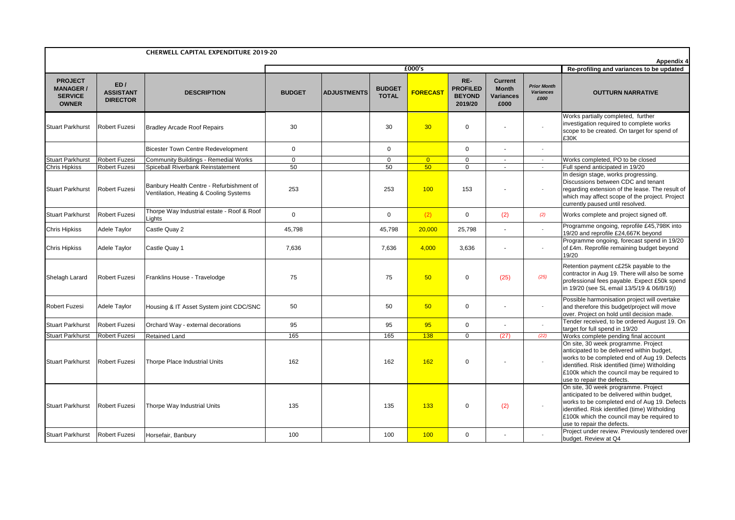# CHERWELL CAPITAL EXPENDITURE 2019-20

**Appendix 4**

| PROJECT MANAGER / SERVICE OWNER | ED / ASSISTANT DIRECTOR | DESCRIPTION | £000's | | | | | | | Re-profiling and variances to be updated |
|---|---|---|---|---|---|---|---|---|---|---|
| | | | BUDGET | ADJUSTMENTS | BUDGET TOTAL | FORECAST | RE-PROFILED BEYOND 2019/20 | Current Month Variances £000 | *Prior Month Variances £000* | OUTTURN NARRATIVE |
| Stuart Parkhurst | Robert Fuzesi | Bradley Arcade Roof Repairs | 30 | | 30 | 30 | 0 | - | - | Works partially completed, further investigation required to complete works scope to be created. On target for spend of £30K |
| | | Bicester Town Centre Redevelopment | 0 | | 0 | | 0 | - | - | |
| Stuart Parkhurst | Robert Fuzesi | Community Buildings - Remedial Works | 0 | | 0 | 0 | 0 | - | - | Works completed, PO to be closed |
| Chris Hipkiss | Robert Fuzesi | Spiceball Riverbank Reinstatement | 50 | | 50 | 50 | 0 | - | - | Full spend anticipated in 19/20 |
| Stuart Parkhurst | Robert Fuzesi | Banbury Health Centre - Refurbishment of Ventilation, Heating & Cooling Systems | 253 | | 253 | 100 | 153 | - | - | In design stage, works progressing. Discussions between CDC and tenant regarding extension of the lease. The result of which may affect scope of the project. Project currently paused until resolved. |
| Stuart Parkhurst | Robert Fuzesi | Thorpe Way Industrial estate - Roof & Roof Lights | 0 | | 0 | (2) | 0 | (2) | *(2)* | Works complete and project signed off. |
| Chris Hipkiss | Adele Taylor | Castle Quay 2 | 45,798 | | 45,798 | 20,000 | 25,798 | - | - | Programme ongoing, reprofile £45,798K into 19/20 and reprofile £24,667K beyond |
| Chris Hipkiss | Adele Taylor | Castle Quay 1 | 7,636 | | 7,636 | 4,000 | 3,636 | - | - | Programme ongoing, forecast spend in 19/20 of £4m. Reprofile remaining budget beyond 19/20 |
| Shelagh Larard | Robert Fuzesi | Franklins House - Travelodge | 75 | | 75 | 50 | 0 | (25) | *(25)* | Retention payment c£25k payable to the contractor in Aug 19. There will also be some professional fees payable. Expect £50k spend in 19/20 (see SL email 13/5/19 & 06/8/19)) |
| Robert Fuzesi | Adele Taylor | Housing & IT Asset System joint CDC/SNC | 50 | | 50 | 50 | 0 | - | - | Possible harmonisation project will overtake and therefore this budget/project will move over. Project on hold until decision made. |
| Stuart Parkhurst | Robert Fuzesi | Orchard Way - external decorations | 95 | | 95 | 95 | 0 | - | - | Tender received, to be ordered August 19. On target for full spend in 19/20 |
| Stuart Parkhurst | Robert Fuzesi | Retained Land | 165 | | 165 | 138 | 0 | (27) | *(22)* | Works complete pending final account |
| Stuart Parkhurst | Robert Fuzesi | Thorpe Place Industrial Units | 162 | | 162 | 162 | 0 | - | - | On site, 30 week programme. Project anticipated to be delivered within budget, works to be completed end of Aug 19. Defects identified. Risk identified (time) Witholding £100k which the council may be required to use to repair the defects. |
| Stuart Parkhurst | Robert Fuzesi | Thorpe Way Industrial Units | 135 | | 135 | 133 | 0 | (2) | - | On site, 30 week programme. Project anticipated to be delivered within budget, works to be completed end of Aug 19. Defects identified. Risk identified (time) Witholding £100k which the council may be required to use to repair the defects. |
| Stuart Parkhurst | Robert Fuzesi | Horsefair, Banbury | 100 | | 100 | 100 | 0 | - | - | Project under review. Previously tendered over budget. Review at Q4 |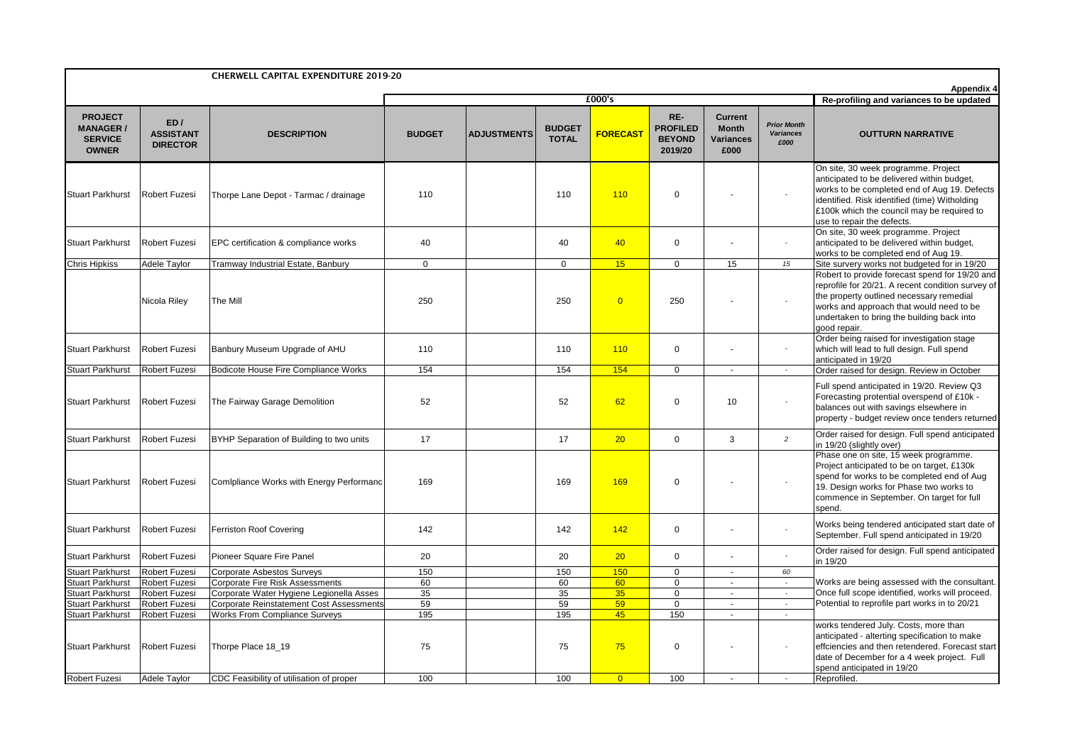# CHERWELL CAPITAL EXPENDITURE 2019-20

**Appendix 4**

| PROJECT MANAGER / SERVICE OWNER | ED / ASSISTANT DIRECTOR | DESCRIPTION | £000's | | | | | | | Re-profiling and variances to be updated |
|---|---|---|---|---|---|---|---|---|---|---|
| | | | BUDGET | ADJUSTMENTS | BUDGET TOTAL | FORECAST | RE-PROFILED BEYOND 2019/20 | Current Month Variances £000 | *Prior Month Variances £000* | OUTTURN NARRATIVE |
| Stuart Parkhurst | Robert Fuzesi | Thorpe Lane Depot - Tarmac / drainage | 110 | | 110 | 110 | 0 | - | - | On site, 30 week programme. Project anticipated to be delivered within budget, works to be completed end of Aug 19. Defects identified. Risk identified (time) Witholding £100k which the council may be required to use to repair the defects. |
| Stuart Parkhurst | Robert Fuzesi | EPC certification & compliance works | 40 | | 40 | 40 | 0 | - | - | On site, 30 week programme. Project anticipated to be delivered within budget, works to be completed end of Aug 19. |
| Chris Hipkiss | Adele Taylor | Tramway Industrial Estate, Banbury | 0 | | 0 | 15 | 0 | 15 | *15* | Site survery works not budgeted for in 19/20 |
| | Nicola Riley | The Mill | 250 | | 250 | 0 | 250 | - | - | Robert to provide forecast spend for 19/20 and reprofile for 20/21. A recent condition survey of the property outlined necessary remedial works and approach that would need to be undertaken to bring the building back into good repair. |
| Stuart Parkhurst | Robert Fuzesi | Banbury Museum Upgrade of AHU | 110 | | 110 | 110 | 0 | - | - | Order being raised for investigation stage which will lead to full design. Full spend anticipated in 19/20 |
| Stuart Parkhurst | Robert Fuzesi | Bodicote House Fire Compliance Works | 154 | | 154 | 154 | 0 | - | - | Order raised for design. Review in October |
| Stuart Parkhurst | Robert Fuzesi | The Fairway Garage Demolition | 52 | | 52 | 62 | 0 | 10 | - | Full spend anticipated in 19/20. Review Q3 Forecasting potential overspend of £10k - balances out with savings elsewhere in property - budget review once tenders returned |
| Stuart Parkhurst | Robert Fuzesi | BYHP Separation of Building to two units | 17 | | 17 | 20 | 0 | 3 | *2* | Order raised for design. Full spend anticipated in 19/20 (slightly over) |
| Stuart Parkhurst | Robert Fuzesi | Comlpliance Works with Energy Performanc | 169 | | 169 | 169 | 0 | - | - | Phase one on site, 15 week programme. Project anticipated to be on target, £130k spend for works to be completed end of Aug 19. Design works for Phase two works to commence in September. On target for full spend. |
| Stuart Parkhurst | Robert Fuzesi | Ferriston Roof Covering | 142 | | 142 | 142 | 0 | - | - | Works being tendered anticipated start date of September. Full spend anticipated in 19/20 |
| Stuart Parkhurst | Robert Fuzesi | Pioneer Square Fire Panel | 20 | | 20 | 20 | 0 | - | - | Order raised for design. Full spend anticipated in 19/20 |
| Stuart Parkhurst | Robert Fuzesi | Corporate Asbestos Surveys | 150 | | 150 | 150 | 0 | - | *60* | Works are being assessed with the consultant. Once full scope identified, works will proceed. Potential to reprofile part works in to 20/21 |
| Stuart Parkhurst | Robert Fuzesi | Corporate Fire Risk Assessments | 60 | | 60 | 60 | 0 | - | - | |
| Stuart Parkhurst | Robert Fuzesi | Corporate Water Hygiene Legionella Asses | 35 | | 35 | 35 | 0 | - | - | |
| Stuart Parkhurst | Robert Fuzesi | Corporate Reinstatement Cost Assessments | 59 | | 59 | 59 | 0 | - | - | |
| Stuart Parkhurst | Robert Fuzesi | Works From Compliance Surveys | 195 | | 195 | 45 | 150 | - | - | |
| Stuart Parkhurst | Robert Fuzesi | Thorpe Place 18_19 | 75 | | 75 | 75 | 0 | - | - | works tendered July. Costs, more than anticipated - alterting specification to make effciencies and then retendered. Forecast start date of December for a 4 week project. Full spend anticipated in 19/20 |
| Robert Fuzesi | Adele Taylor | CDC Feasibility of utilisation of proper | 100 | | 100 | 0 | 100 | - | - | Reprofiled. |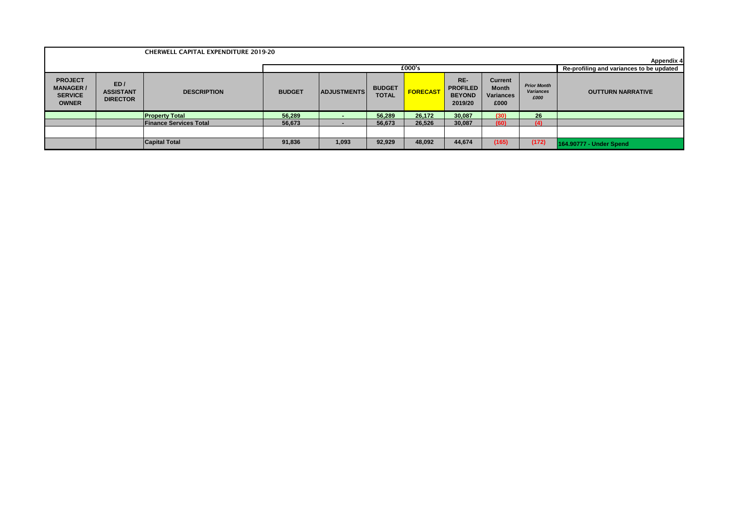CHERWELL CAPITAL EXPENDITURE 2019-20

Appendix 4

| | | | £000's | | | | | | | Re-profiling and variances to be updated |
|---|---|---|---|---|---|---|---|---|---|---|
| **PROJECT MANAGER / SERVICE OWNER** | **ED / ASSISTANT DIRECTOR** | **DESCRIPTION** | **BUDGET** | **ADJUSTMENTS** | **BUDGET TOTAL** | **FORECAST** | **RE-PROFILED BEYOND 2019/20** | **Current Month Variances £000** | ***Prior Month Variances £000*** | **OUTTURN NARRATIVE** |
| | | **Property Total** | **56,289** | **-** | **56,289** | **26,172** | **30,087** | **(30)** | **26** | |
| | | **Finance Services Total** | **56,673** | **-** | **56,673** | **26,526** | **30,087** | **(60)** | **(4)** | |
| | | | | | | | | | | |
| | | **Capital Total** | **91,836** | **1,093** | **92,929** | **48,092** | **44,674** | **(165)** | **(172)** | **164.90777 - Under Spend** |